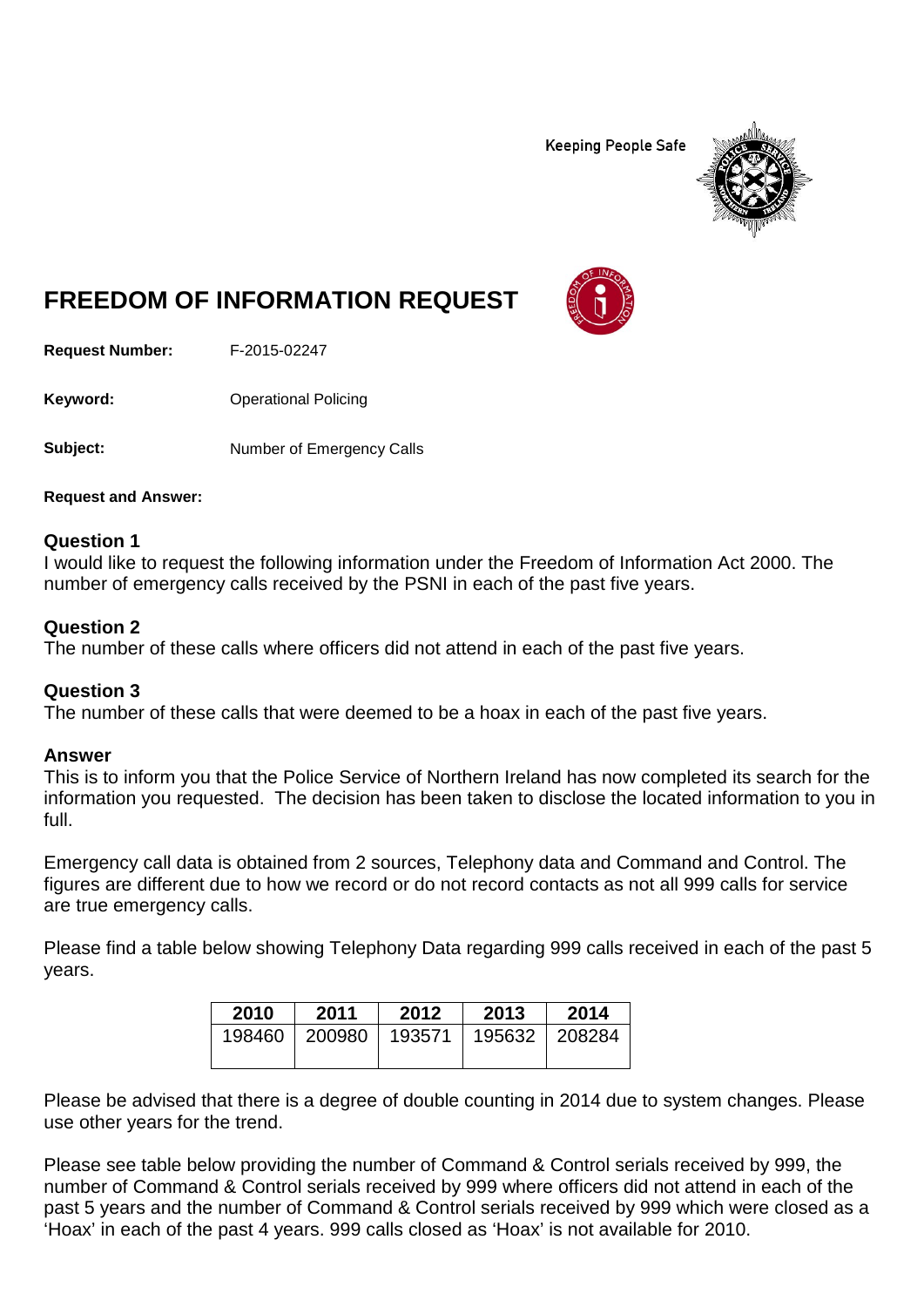Keeping People Safe

# FREEDOM OF INFORMATION REQUEST

**Request Number:** F-2015-02247

**Keyword:** Operational Policing

**Subject:** Number of Emergency Calls

**Request and Answer:**

### Question 1
I would like to request the following information under the Freedom of Information Act 2000. The number of emergency calls received by the PSNI in each of the past five years.

### Question 2
The number of these calls where officers did not attend in each of the past five years.

### Question 3
The number of these calls that were deemed to be a hoax in each of the past five years.

### Answer
This is to inform you that the Police Service of Northern Ireland has now completed its search for the information you requested. The decision has been taken to disclose the located information to you in full.

Emergency call data is obtained from 2 sources, Telephony data and Command and Control. The figures are different due to how we record or do not record contacts as not all 999 calls for service are true emergency calls.

Please find a table below showing Telephony Data regarding 999 calls received in each of the past 5 years.

| 2010 | 2011 | 2012 | 2013 | 2014 |
|---|---|---|---|---|
| 198460 | 200980 | 193571 | 195632 | 208284 |

Please be advised that there is a degree of double counting in 2014 due to system changes. Please use other years for the trend.

Please see table below providing the number of Command & Control serials received by 999, the number of Command & Control serials received by 999 where officers did not attend in each of the past 5 years and the number of Command & Control serials received by 999 which were closed as a 'Hoax' in each of the past 4 years. 999 calls closed as 'Hoax' is not available for 2010.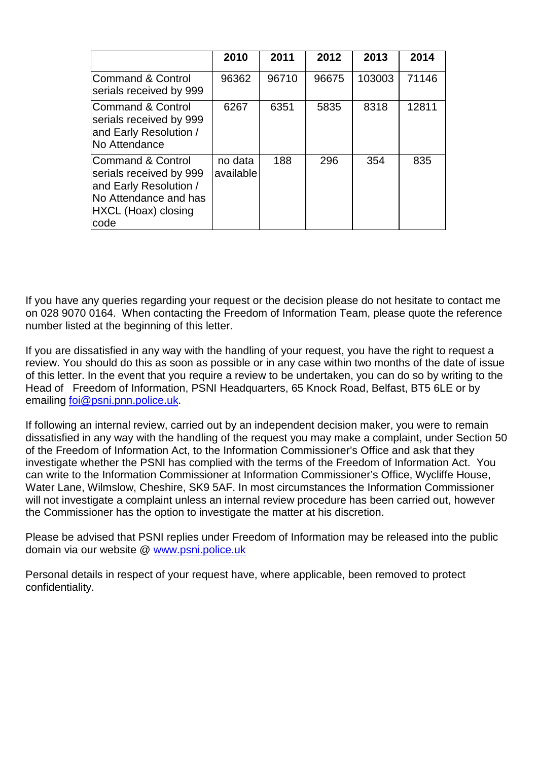| | 2010 | 2011 | 2012 | 2013 | 2014 |
| --- | --- | --- | --- | --- | --- |
| Command & Control serials received by 999 | 96362 | 96710 | 96675 | 103003 | 71146 |
| Command & Control serials received by 999 and Early Resolution / No Attendance | 6267 | 6351 | 5835 | 8318 | 12811 |
| Command & Control serials received by 999 and Early Resolution / No Attendance and has HXCL (Hoax) closing code | no data available | 188 | 296 | 354 | 835 |

If you have any queries regarding your request or the decision please do not hesitate to contact me on 028 9070 0164. When contacting the Freedom of Information Team, please quote the reference number listed at the beginning of this letter.

If you are dissatisfied in any way with the handling of your request, you have the right to request a review. You should do this as soon as possible or in any case within two months of the date of issue of this letter. In the event that you require a review to be undertaken, you can do so by writing to the Head of Freedom of Information, PSNI Headquarters, 65 Knock Road, Belfast, BT5 6LE or by emailing foi@psni.pnn.police.uk.

If following an internal review, carried out by an independent decision maker, you were to remain dissatisfied in any way with the handling of the request you may make a complaint, under Section 50 of the Freedom of Information Act, to the Information Commissioner's Office and ask that they investigate whether the PSNI has complied with the terms of the Freedom of Information Act. You can write to the Information Commissioner at Information Commissioner's Office, Wycliffe House, Water Lane, Wilmslow, Cheshire, SK9 5AF. In most circumstances the Information Commissioner will not investigate a complaint unless an internal review procedure has been carried out, however the Commissioner has the option to investigate the matter at his discretion.

Please be advised that PSNI replies under Freedom of Information may be released into the public domain via our website @ www.psni.police.uk

Personal details in respect of your request have, where applicable, been removed to protect confidentiality.